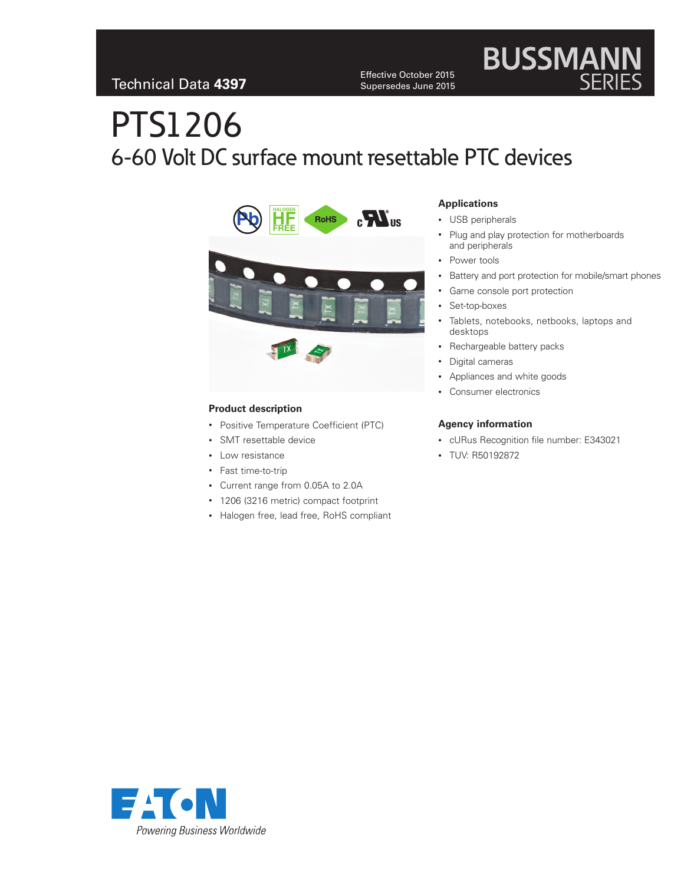Technical Data **4397**

Effective October 2015
Supersedes June 2015

BUSSMANN SERIES

# PTS1206

## 6-60 Volt DC surface mount resettable PTC devices

### Product description

- Positive Temperature Coefficient (PTC)
- SMT resettable device
- Low resistance
- Fast time-to-trip
- Current range from 0.05A to 2.0A
- 1206 (3216 metric) compact footprint
- Halogen free, lead free, RoHS compliant

### Applications

- USB peripherals
- Plug and play protection for motherboards and peripherals
- Power tools
- Battery and port protection for mobile/smart phones
- Game console port protection
- Set-top-boxes
- Tablets, notebooks, netbooks, laptops and desktops
- Rechargeable battery packs
- Digital cameras
- Appliances and white goods
- Consumer electronics

### Agency information

- cURus Recognition file number: E343021
- TUV: R50192872

EATON
*Powering Business Worldwide*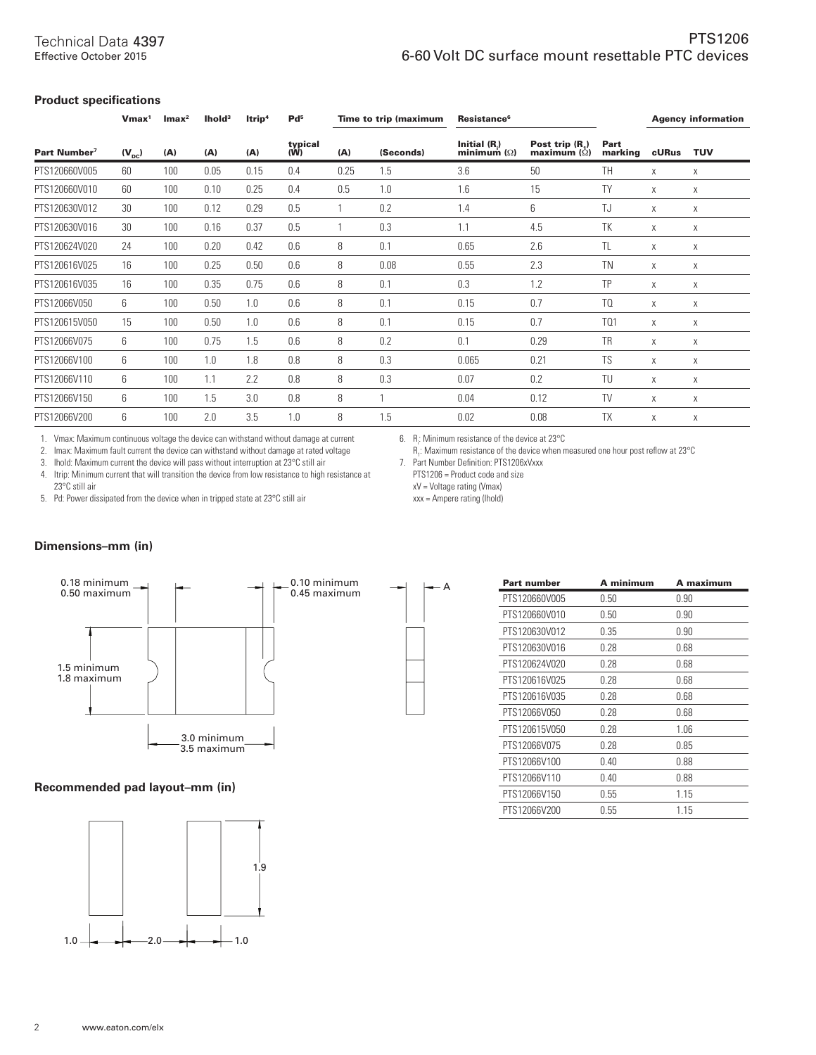## Product specifications

| | Vmax[1] | Imax[2] | Ihold[3] | Itrip[4] | Pd[5] | Time to trip (maximum | | Resistance[6] | | | Agency information | |
|---|---|---|---|---|---|---|---|---|---|---|---|---|
| Part Number[7] | ($V_{DC}$) | (A) | (A) | (A) | typical (W) | (A) | (Seconds) | Initial ($R_i$) minimum (Ω) | Post trip ($R_1$) maximum (Ω) | Part marking | cURus | TUV |
| PTS120660V005 | 60 | 100 | 0.05 | 0.15 | 0.4 | 0.25 | 1.5 | 3.6 | 50 | TH | x | x |
| PTS120660V010 | 60 | 100 | 0.10 | 0.25 | 0.4 | 0.5 | 1.0 | 1.6 | 15 | TY | x | x |
| PTS120630V012 | 30 | 100 | 0.12 | 0.29 | 0.5 | 1 | 0.2 | 1.4 | 6 | TJ | x | x |
| PTS120630V016 | 30 | 100 | 0.16 | 0.37 | 0.5 | 1 | 0.3 | 1.1 | 4.5 | TK | x | x |
| PTS120624V020 | 24 | 100 | 0.20 | 0.42 | 0.6 | 8 | 0.1 | 0.65 | 2.6 | TL | x | x |
| PTS120616V025 | 16 | 100 | 0.25 | 0.50 | 0.6 | 8 | 0.08 | 0.55 | 2.3 | TN | x | x |
| PTS120616V035 | 16 | 100 | 0.35 | 0.75 | 0.6 | 8 | 0.1 | 0.3 | 1.2 | TP | x | x |
| PTS12066V050 | 6 | 100 | 0.50 | 1.0 | 0.6 | 8 | 0.1 | 0.15 | 0.7 | TQ | x | x |
| PTS120615V050 | 15 | 100 | 0.50 | 1.0 | 0.6 | 8 | 0.1 | 0.15 | 0.7 | TQ1 | x | x |
| PTS12066V075 | 6 | 100 | 0.75 | 1.5 | 0.6 | 8 | 0.2 | 0.1 | 0.29 | TR | x | x |
| PTS12066V100 | 6 | 100 | 1.0 | 1.8 | 0.8 | 8 | 0.3 | 0.065 | 0.21 | TS | x | x |
| PTS12066V110 | 6 | 100 | 1.1 | 2.2 | 0.8 | 8 | 0.3 | 0.07 | 0.2 | TU | x | x |
| PTS12066V150 | 6 | 100 | 1.5 | 3.0 | 0.8 | 8 | 1 | 0.04 | 0.12 | TV | x | x |
| PTS12066V200 | 6 | 100 | 2.0 | 3.5 | 1.0 | 8 | 1.5 | 0.02 | 0.08 | TX | x | x |

1. Vmax: Maximum continuous voltage the device can withstand without damage at current
2. Imax: Maximum fault current the device can withstand without damage at rated voltage
3. Ihold: Maximum current the device will pass without interruption at 23°C still air
4. Itrip: Minimum current that will transition the device from low resistance to high resistance at 23°C still air
5. Pd: Power dissipated from the device when in tripped state at 23°C still air
6. $R_i$: Minimum resistance of the device at 23°C
   $R_1$: Maximum resistance of the device when measured one hour post reflow at 23°C
7. Part Number Definition: PTS1206xVxxx
   PTS1206 = Product code and size
   xV = Voltage rating (Vmax)
   xxx = Ampere rating (Ihold)

## Dimensions–mm (in)

0.18 minimum
0.50 maximum

0.10 minimum
0.45 maximum

A

1.5 minimum
1.8 maximum

3.0 minimum
3.5 maximum

| Part number | A minimum | A maximum |
|---|---|---|
| PTS120660V005 | 0.50 | 0.90 |
| PTS120660V010 | 0.50 | 0.90 |
| PTS120630V012 | 0.35 | 0.90 |
| PTS120630V016 | 0.28 | 0.68 |
| PTS120624V020 | 0.28 | 0.68 |
| PTS120616V025 | 0.28 | 0.68 |
| PTS120616V035 | 0.28 | 0.68 |
| PTS12066V050 | 0.28 | 0.68 |
| PTS120615V050 | 0.28 | 1.06 |
| PTS12066V075 | 0.28 | 0.85 |
| PTS12066V100 | 0.40 | 0.88 |
| PTS12066V110 | 0.40 | 0.88 |
| PTS12066V150 | 0.55 | 1.15 |
| PTS12066V200 | 0.55 | 1.15 |

## Recommended pad layout–mm (in)

1.9

1.0 — 2.0 — 1.0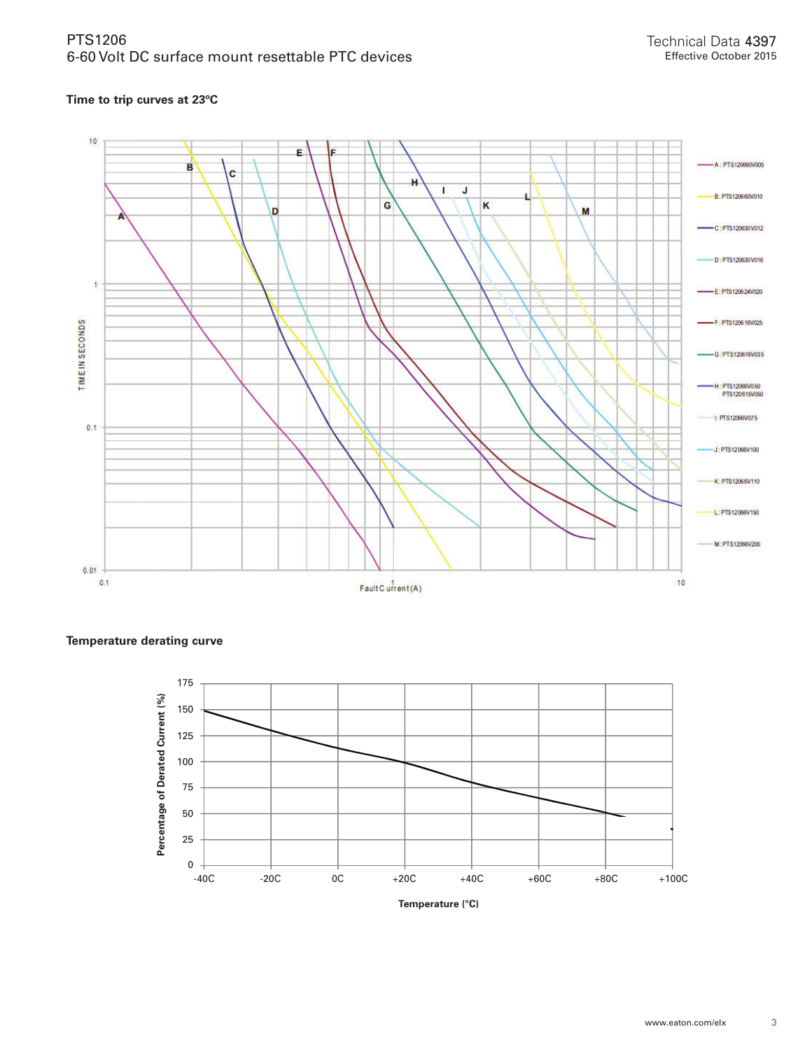## Time to trip curves at 23°C

TIME IN SECONDS

Fault Current (A)

- A : PTS120660V005
- B : PTS120660V010
- C : PTS120630V012
- D : PTS120630V016
- E : PTS120624V020
- F : PTS120616V025
- G : PTS120616V035
- H : PTS12066V050 PTS120615V050
- I : PTS12066V075
- J : PTS12066V100
- K : PTS12066V110
- L : PTS12066V150
- M : PTS12066V200

## Temperature derating curve

Percentage of Derated Current (%)

Temperature (°C)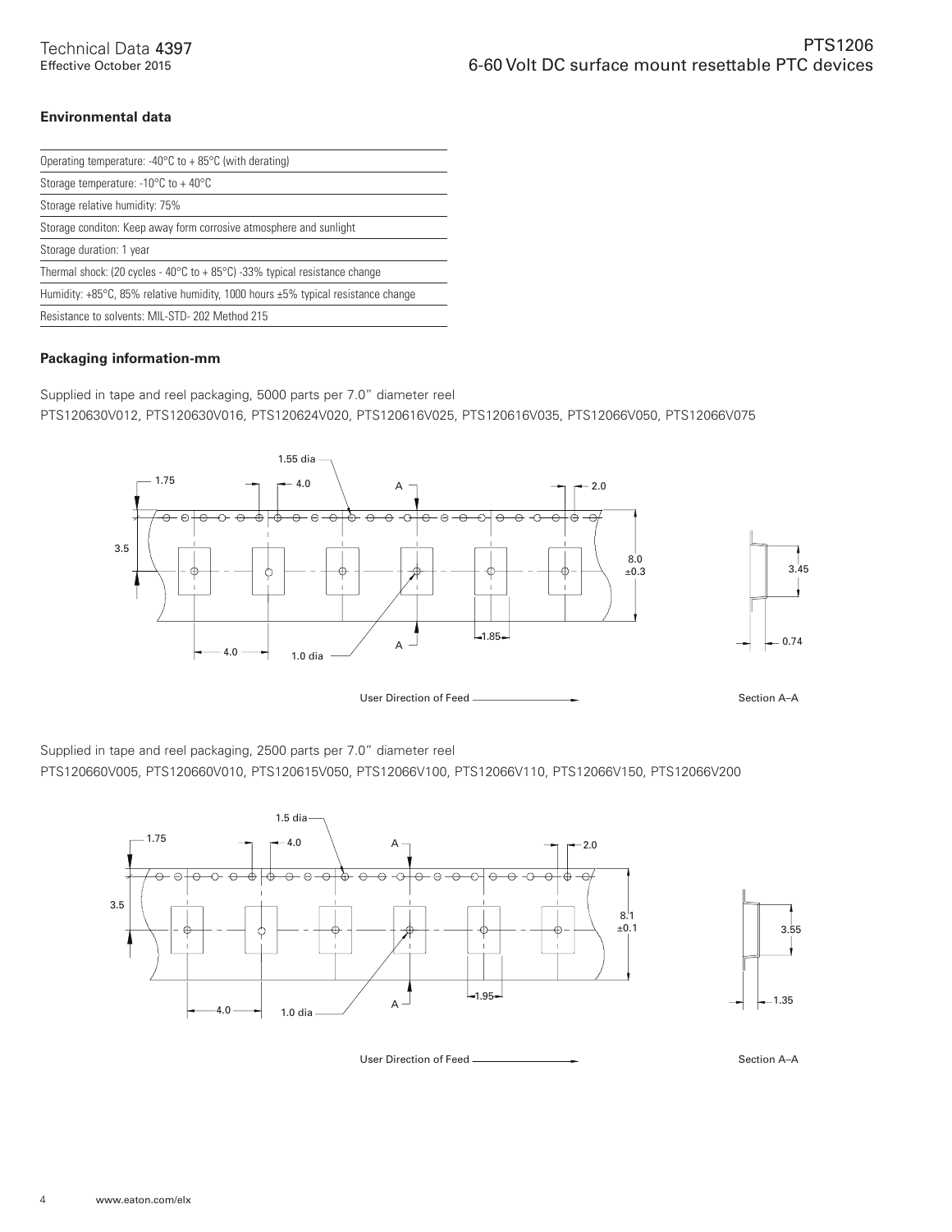## Environmental data

| |
|---|
| Operating temperature: -40°C to + 85°C (with derating) |
| Storage temperature: -10°C to + 40°C |
| Storage relative humidity: 75% |
| Storage conditon: Keep away form corrosive atmosphere and sunlight |
| Storage duration: 1 year |
| Thermal shock: (20 cycles - 40°C to + 85°C) -33% typical resistance change |
| Humidity: +85°C, 85% relative humidity, 1000 hours ±5% typical resistance change |
| Resistance to solvents: MIL-STD- 202 Method 215 |

## Packaging information-mm

Supplied in tape and reel packaging, 5000 parts per 7.0" diameter reel

PTS120630V012, PTS120630V016, PTS120624V020, PTS120616V025, PTS120616V035, PTS12066V050, PTS12066V075

1.55 dia; 1.75; 4.0; A; 2.0; 3.5; 8.0 ±0.3; 3.45; 1.85; 4.0; 1.0 dia; 0.74

User Direction of Feed

Section A–A

Supplied in tape and reel packaging, 2500 parts per 7.0" diameter reel

PTS120660V005, PTS120660V010, PTS120615V050, PTS12066V100, PTS12066V110, PTS12066V150, PTS12066V200

1.5 dia; 1.75; 4.0; A; 2.0; 3.5; 8.1 ±0.1; 3.55; 1.95; 4.0; 1.0 dia; 1.35

User Direction of Feed

Section A–A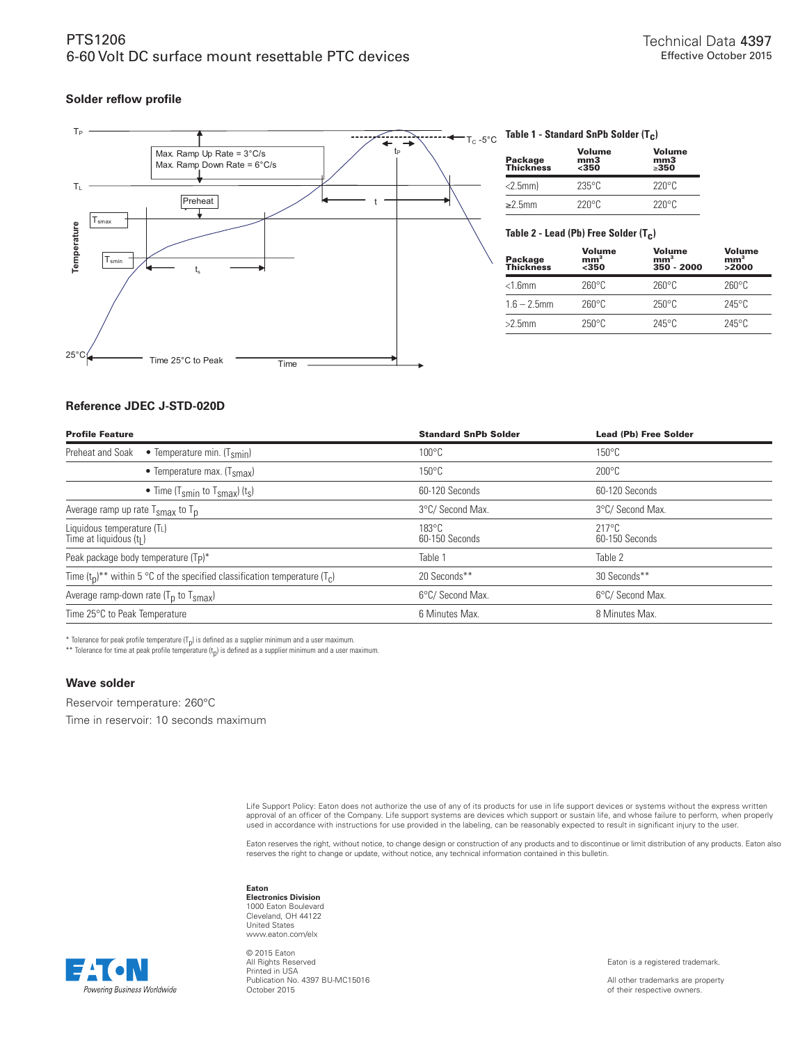## Solder reflow profile

**Table 1 - Standard SnPb Solder ($T_C$)**

| Package Thickness | Volume mm3 <350 | Volume mm3 ≥350 |
|---|---|---|
| <2.5mm) | 235°C | 220°C |
| ≥2.5mm | 220°C | 220°C |

**Table 2 - Lead (Pb) Free Solder ($T_C$)**

| Package Thickness | Volume $mm^3$ <350 | Volume $mm^3$ 350 - 2000 | Volume $mm^3$ >2000 |
|---|---|---|---|
| <1.6mm | 260°C | 260°C | 260°C |
| 1.6 – 2.5mm | 260°C | 250°C | 245°C |
| >2.5mm | 250°C | 245°C | 245°C |

## Reference JDEC J-STD-020D

| Profile Feature | | Standard SnPb Solder | Lead (Pb) Free Solder |
|---|---|---|---|
| Preheat and Soak | • Temperature min. ($T_{smin}$) | 100°C | 150°C |
| | • Temperature max. ($T_{smax}$) | 150°C | 200°C |
| | • Time ($T_{smin}$ to $T_{smax}$) ($t_s$) | 60-120 Seconds | 60-120 Seconds |
| Average ramp up rate $T_{smax}$ to $T_p$ | | 3°C/ Second Max. | 3°C/ Second Max. |
| Liquidous temperature ($T_L$)<br>Time at liquidous ($t_L$) | | 183°C<br>60-150 Seconds | 217°C<br>60-150 Seconds |
| Peak package body temperature ($T_P$)* | | Table 1 | Table 2 |
| Time ($t_p$)** within 5 °C of the specified classification temperature ($T_c$) | | 20 Seconds** | 30 Seconds** |
| Average ramp-down rate ($T_p$ to $T_{smax}$) | | 6°C/ Second Max. | 6°C/ Second Max. |
| Time 25°C to Peak Temperature | | 6 Minutes Max. | 8 Minutes Max. |

* Tolerance for peak profile temperature ($T_p$) is defined as a supplier minimum and a user maximum.
** Tolerance for time at peak profile temperature ($t_p$) is defined as a supplier minimum and a user maximum.

## Wave solder

Reservoir temperature: 260°C

Time in reservoir: 10 seconds maximum

Life Support Policy: Eaton does not authorize the use of any of its products for use in life support devices or systems without the express written approval of an officer of the Company. Life support systems are devices which support or sustain life, and whose failure to perform, when properly used in accordance with instructions for use provided in the labeling, can be reasonably expected to result in significant injury to the user.

Eaton reserves the right, without notice, to change design or construction of any products and to discontinue or limit distribution of any products. Eaton also reserves the right to change or update, without notice, any technical information contained in this bulletin.

**Eaton**
**Electronics Division**
1000 Eaton Boulevard
Cleveland, OH 44122
United States
www.eaton.com/elx

© 2015 Eaton
All Rights Reserved
Printed in USA
Publication No. 4397 BU-MC15016
October 2015

Eaton is a registered trademark.

All other trademarks are property of their respective owners.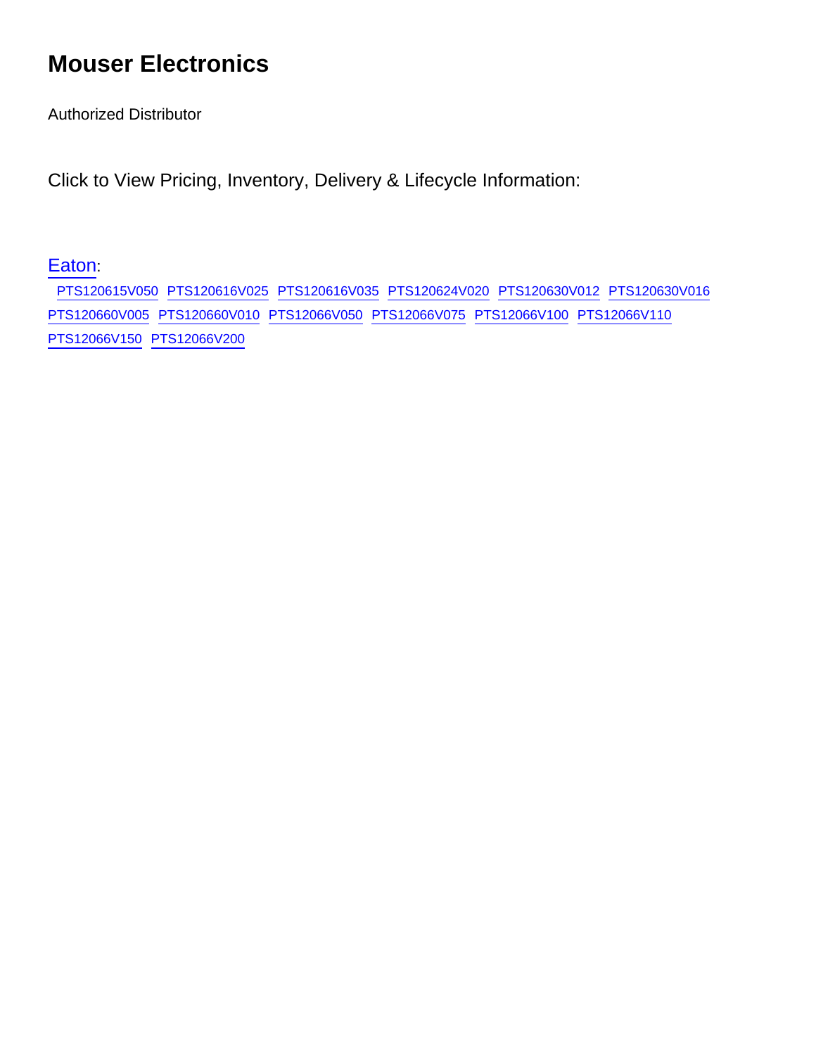# Mouser Electronics

Authorized Distributor

Click to View Pricing, Inventory, Delivery & Lifecycle Information:

Eaton:

PTS120615V050 PTS120616V025 PTS120616V035 PTS120624V020 PTS120630V012 PTS120630V016 PTS120660V005 PTS120660V010 PTS12066V050 PTS12066V075 PTS12066V100 PTS12066V110 PTS12066V150 PTS12066V200